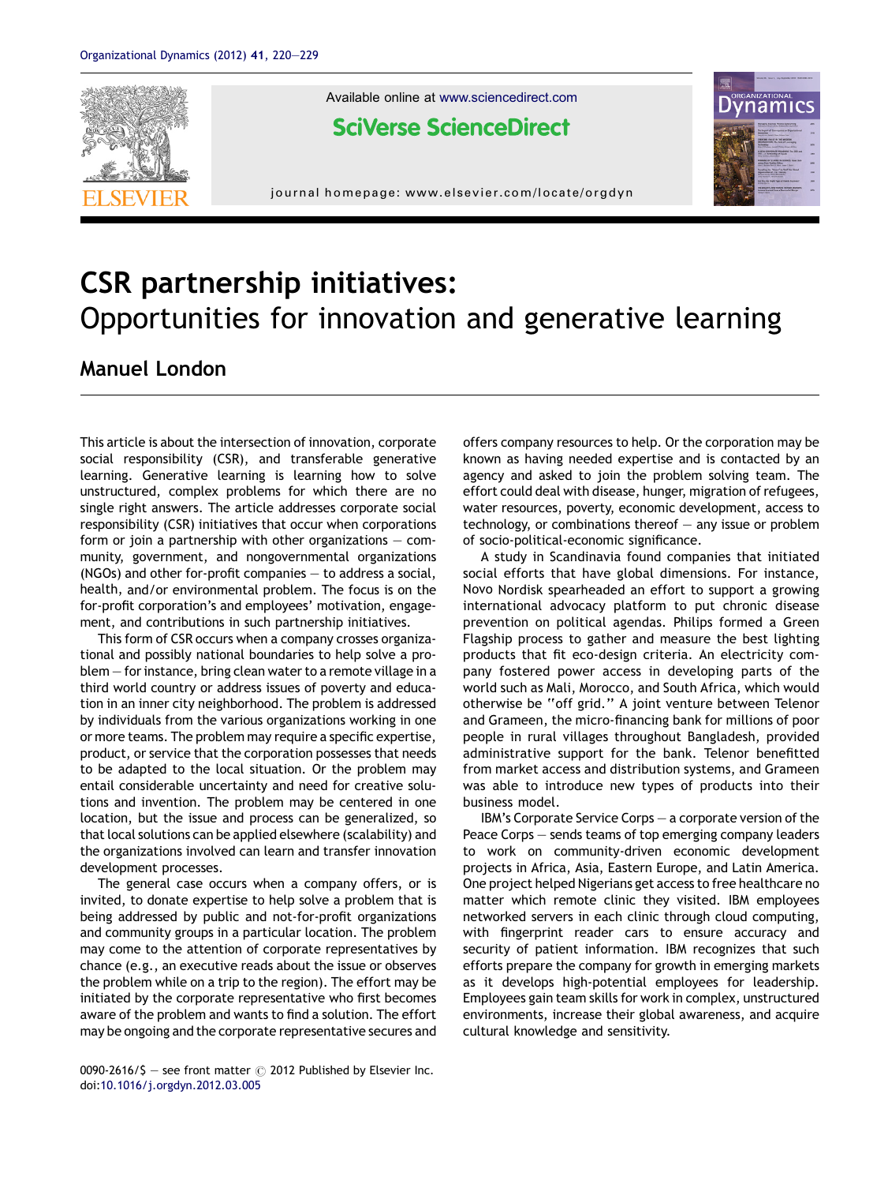# CSR partnership initiatives: Opportunities for innovation and generative learning

## Manuel London

This article is about the intersection of innovation, corporate social responsibility (CSR), and transferable generative learning. Generative learning is learning how to solve unstructured, complex problems for which there are no single right answers. The article addresses corporate social responsibility (CSR) initiatives that occur when corporations form or join a partnership with other organizations — community, government, and nongovernmental organizations (NGOs) and other for-profit companies — to address a social, health, and/or environmental problem. The focus is on the for-profit corporation's and employees' motivation, engagement, and contributions in such partnership initiatives.

This form of CSR occurs when a company crosses organizational and possibly national boundaries to help solve a problem — for instance, bring clean water to a remote village in a third world country or address issues of poverty and education in an inner city neighborhood. The problem is addressed by individuals from the various organizations working in one or more teams. The problem may require a specific expertise, product, or service that the corporation possesses that needs to be adapted to the local situation. Or the problem may entail considerable uncertainty and need for creative solutions and invention. The problem may be centered in one location, but the issue and process can be generalized, so that local solutions can be applied elsewhere (scalability) and the organizations involved can learn and transfer innovation development processes.

The general case occurs when a company offers, or is invited, to donate expertise to help solve a problem that is being addressed by public and not-for-profit organizations and community groups in a particular location. The problem may come to the attention of corporate representatives by chance (e.g., an executive reads about the issue or observes the problem while on a trip to the region). The effort may be initiated by the corporate representative who first becomes aware of the problem and wants to find a solution. The effort may be ongoing and the corporate representative secures and offers company resources to help. Or the corporation may be known as having needed expertise and is contacted by an agency and asked to join the problem solving team. The effort could deal with disease, hunger, migration of refugees, water resources, poverty, economic development, access to technology, or combinations thereof — any issue or problem of socio-political-economic significance.

A study in Scandinavia found companies that initiated social efforts that have global dimensions. For instance, Novo Nordisk spearheaded an effort to support a growing international advocacy platform to put chronic disease prevention on political agendas. Philips formed a Green Flagship process to gather and measure the best lighting products that fit eco-design criteria. An electricity company fostered power access in developing parts of the world such as Mali, Morocco, and South Africa, which would otherwise be "off grid." A joint venture between Telenor and Grameen, the micro-financing bank for millions of poor people in rural villages throughout Bangladesh, provided administrative support for the bank. Telenor benefitted from market access and distribution systems, and Grameen was able to introduce new types of products into their business model.

IBM's Corporate Service Corps — a corporate version of the Peace Corps — sends teams of top emerging company leaders to work on community-driven economic development projects in Africa, Asia, Eastern Europe, and Latin America. One project helped Nigerians get access to free healthcare no matter which remote clinic they visited. IBM employees networked servers in each clinic through cloud computing, with fingerprint reader cars to ensure accuracy and security of patient information. IBM recognizes that such efforts prepare the company for growth in emerging markets as it develops high-potential employees for leadership. Employees gain team skills for work in complex, unstructured environments, increase their global awareness, and acquire cultural knowledge and sensitivity.

0090-2616/$ — see front matter © 2012 Published by Elsevier Inc.
doi:10.1016/j.orgdyn.2012.03.005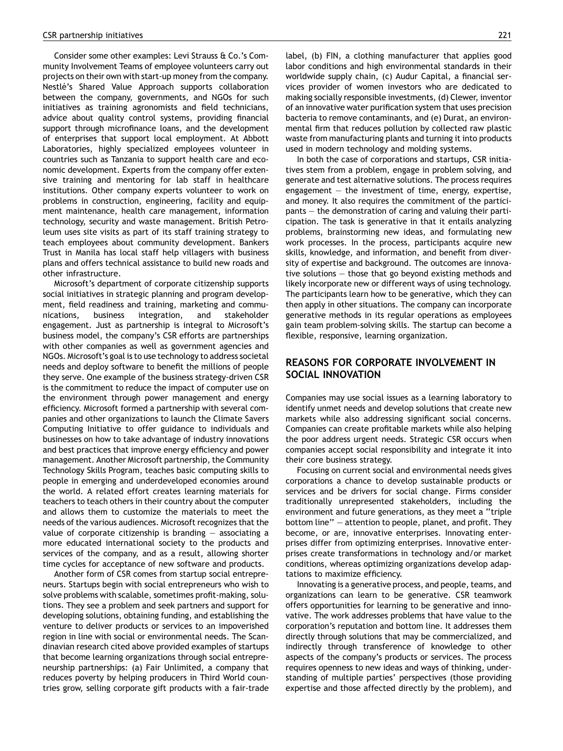Consider some other examples: Levi Strauss & Co.'s Community Involvement Teams of employee volunteers carry out projects on their own with start-up money from the company. Nestlé's Shared Value Approach supports collaboration between the company, governments, and NGOs for such initiatives as training agronomists and field technicians, advice about quality control systems, providing financial support through microfinance loans, and the development of enterprises that support local employment. At Abbott Laboratories, highly specialized employees volunteer in countries such as Tanzania to support health care and economic development. Experts from the company offer extensive training and mentoring for lab staff in healthcare institutions. Other company experts volunteer to work on problems in construction, engineering, facility and equipment maintenance, health care management, information technology, security and waste management. British Petroleum uses site visits as part of its staff training strategy to teach employees about community development. Bankers Trust in Manila has local staff help villagers with business plans and offers technical assistance to build new roads and other infrastructure.

Microsoft's department of corporate citizenship supports social initiatives in strategic planning and program development, field readiness and training, marketing and communications, business integration, and stakeholder engagement. Just as partnership is integral to Microsoft's business model, the company's CSR efforts are partnerships with other companies as well as government agencies and NGOs. Microsoft's goal is to use technology to address societal needs and deploy software to benefit the millions of people they serve. One example of the business strategy-driven CSR is the commitment to reduce the impact of computer use on the environment through power management and energy efficiency. Microsoft formed a partnership with several companies and other organizations to launch the Climate Savers Computing Initiative to offer guidance to individuals and businesses on how to take advantage of industry innovations and best practices that improve energy efficiency and power management. Another Microsoft partnership, the Community Technology Skills Program, teaches basic computing skills to people in emerging and underdeveloped economies around the world. A related effort creates learning materials for teachers to teach others in their country about the computer and allows them to customize the materials to meet the needs of the various audiences. Microsoft recognizes that the value of corporate citizenship is branding — associating a more educated international society to the products and services of the company, and as a result, allowing shorter time cycles for acceptance of new software and products.

Another form of CSR comes from startup social entrepreneurs. Startups begin with social entrepreneurs who wish to solve problems with scalable, sometimes profit-making, solutions. They see a problem and seek partners and support for developing solutions, obtaining funding, and establishing the venture to deliver products or services to an impoverished region in line with social or environmental needs. The Scandinavian research cited above provided examples of startups that become learning organizations through social entrepreneurship partnerships: (a) Fair Unlimited, a company that reduces poverty by helping producers in Third World countries grow, selling corporate gift products with a fair-trade label, (b) FIN, a clothing manufacturer that applies good labor conditions and high environmental standards in their worldwide supply chain, (c) Audur Capital, a financial services provider of women investors who are dedicated to making socially responsible investments, (d) Clewer, inventor of an innovative water purification system that uses precision bacteria to remove contaminants, and (e) Durat, an environmental firm that reduces pollution by collected raw plastic waste from manufacturing plants and turning it into products used in modern technology and molding systems.

In both the case of corporations and startups, CSR initiatives stem from a problem, engage in problem solving, and generate and test alternative solutions. The process requires engagement — the investment of time, energy, expertise, and money. It also requires the commitment of the participants — the demonstration of caring and valuing their participation. The task is generative in that it entails analyzing problems, brainstorming new ideas, and formulating new work processes. In the process, participants acquire new skills, knowledge, and information, and benefit from diversity of expertise and background. The outcomes are innovative solutions — those that go beyond existing methods and likely incorporate new or different ways of using technology. The participants learn how to be generative, which they can then apply in other situations. The company can incorporate generative methods in its regular operations as employees gain team problem-solving skills. The startup can become a flexible, responsive, learning organization.

## REASONS FOR CORPORATE INVOLVEMENT IN SOCIAL INNOVATION

Companies may use social issues as a learning laboratory to identify unmet needs and develop solutions that create new markets while also addressing significant social concerns. Companies can create profitable markets while also helping the poor address urgent needs. Strategic CSR occurs when companies accept social responsibility and integrate it into their core business strategy.

Focusing on current social and environmental needs gives corporations a chance to develop sustainable products or services and be drivers for social change. Firms consider traditionally unrepresented stakeholders, including the environment and future generations, as they meet a "triple bottom line" — attention to people, planet, and profit. They become, or are, innovative enterprises. Innovating enterprises differ from optimizing enterprises. Innovative enterprises create transformations in technology and/or market conditions, whereas optimizing organizations develop adaptations to maximize efficiency.

Innovating is a generative process, and people, teams, and organizations can learn to be generative. CSR teamwork offers opportunities for learning to be generative and innovative. The work addresses problems that have value to the corporation's reputation and bottom line. It addresses them directly through solutions that may be commercialized, and indirectly through transference of knowledge to other aspects of the company's products or services. The process requires openness to new ideas and ways of thinking, understanding of multiple parties' perspectives (those providing expertise and those affected directly by the problem), and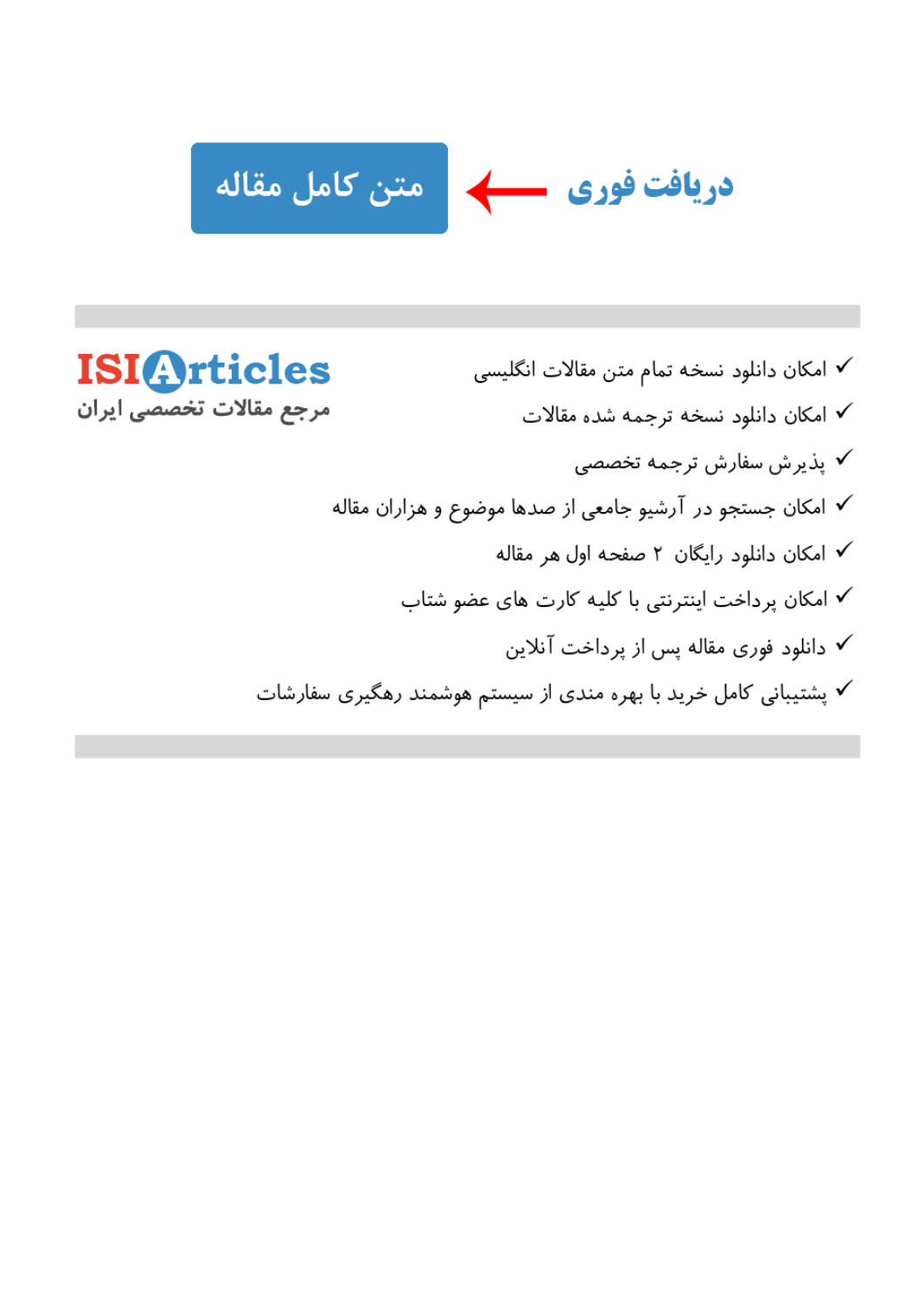دریافت فوری ← متن کامل مقاله

**ISIArticles**
مرجع مقالات تخصصی ایران

- ✓ امکان دانلود نسخه تمام متن مقالات انگلیسی
- ✓ امکان دانلود نسخه ترجمه شده مقالات
- ✓ پذیرش سفارش ترجمه تخصصی
- ✓ امکان جستجو در آرشیو جامعی از صدها موضوع و هزاران مقاله
- ✓ امکان دانلود رایگان ۲ صفحه اول هر مقاله
- ✓ امکان پرداخت اینترنتی با کلیه کارت های عضو شتاب
- ✓ دانلود فوری مقاله پس از پرداخت آنلاین
- ✓ پشتیبانی کامل خرید با بهره مندی از سیستم هوشمند رهگیری سفارشات